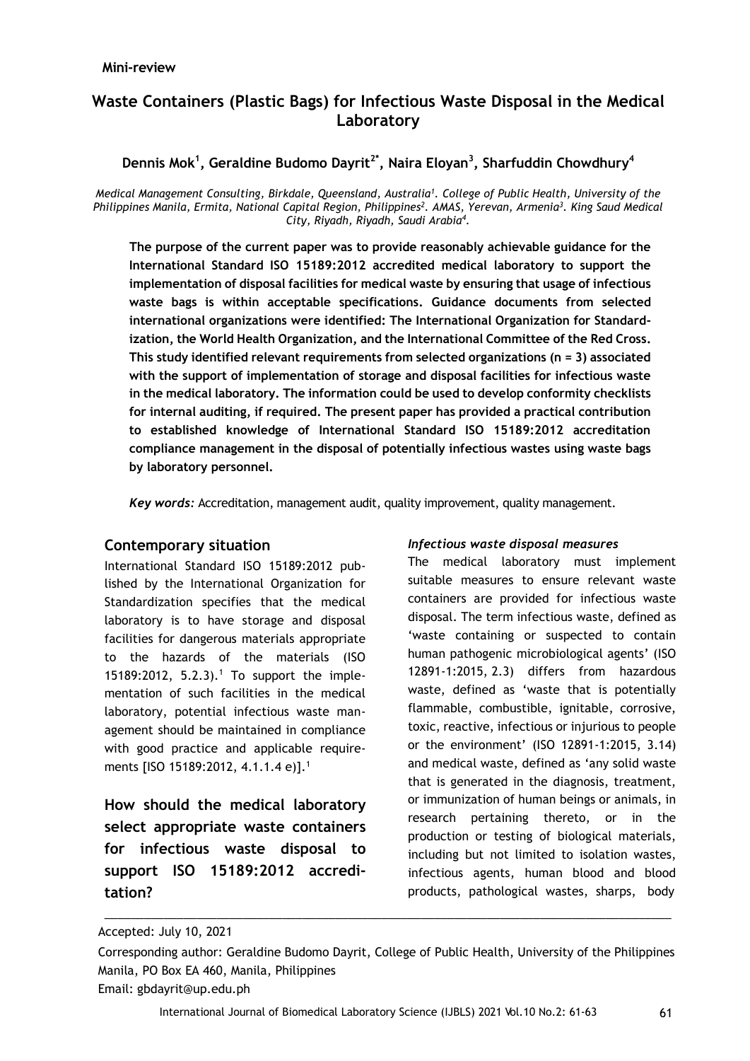**Mini-review**

# Waste Containers (Plastic Bags) for Infectious Waste Disposal in the Medical Laboratory

**Dennis Mok[1], Geraldine Budomo Dayrit[2*], Naira Eloyan[3], Sharfuddin Chowdhury[4]**

*Medical Management Consulting, Birkdale, Queensland, Australia[1]. College of Public Health, University of the Philippines Manila, Ermita, National Capital Region, Philippines[2]. AMAS, Yerevan, Armenia[3]. King Saud Medical City, Riyadh, Riyadh, Saudi Arabia[4].*

**The purpose of the current paper was to provide reasonably achievable guidance for the International Standard ISO 15189:2012 accredited medical laboratory to support the implementation of disposal facilities for medical waste by ensuring that usage of infectious waste bags is within acceptable specifications. Guidance documents from selected international organizations were identified: The International Organization for Standardization, the World Health Organization, and the International Committee of the Red Cross. This study identified relevant requirements from selected organizations (n = 3) associated with the support of implementation of storage and disposal facilities for infectious waste in the medical laboratory. The information could be used to develop conformity checklists for internal auditing, if required. The present paper has provided a practical contribution to established knowledge of International Standard ISO 15189:2012 accreditation compliance management in the disposal of potentially infectious wastes using waste bags by laboratory personnel.**

*Key words:* Accreditation, management audit, quality improvement, quality management.

## Contemporary situation

International Standard ISO 15189:2012 published by the International Organization for Standardization specifies that the medical laboratory is to have storage and disposal facilities for dangerous materials appropriate to the hazards of the materials (ISO 15189:2012, 5.2.3).[1] To support the implementation of such facilities in the medical laboratory, potential infectious waste management should be maintained in compliance with good practice and applicable requirements [ISO 15189:2012, 4.1.1.4 e)].[1]

**How should the medical laboratory select appropriate waste containers for infectious waste disposal to support ISO 15189:2012 accreditation?**

### *Infectious waste disposal measures*

The medical laboratory must implement suitable measures to ensure relevant waste containers are provided for infectious waste disposal. The term infectious waste, defined as 'waste containing or suspected to contain human pathogenic microbiological agents' (ISO 12891-1:2015, 2.3) differs from hazardous waste, defined as 'waste that is potentially flammable, combustible, ignitable, corrosive, toxic, reactive, infectious or injurious to people or the environment' (ISO 12891-1:2015, 3.14) and medical waste, defined as 'any solid waste that is generated in the diagnosis, treatment, or immunization of human beings or animals, in research pertaining thereto, or in the production or testing of biological materials, including but not limited to isolation wastes, infectious agents, human blood and blood products, pathological wastes, sharps, body

Accepted: July 10, 2021

Corresponding author: Geraldine Budomo Dayrit, College of Public Health, University of the Philippines Manila, PO Box EA 460, Manila, Philippines

Email: gbdayrit@up.edu.ph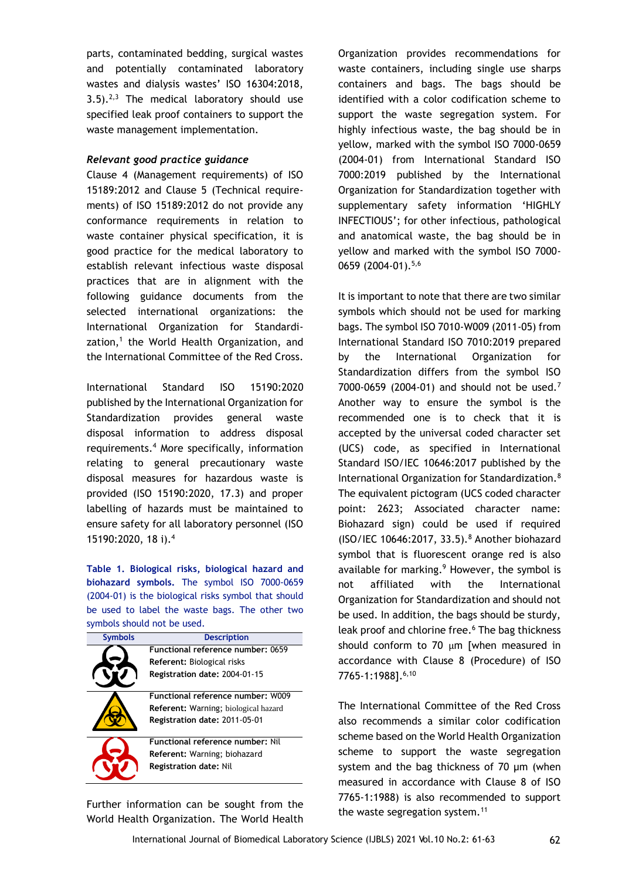parts, contaminated bedding, surgical wastes and potentially contaminated laboratory wastes and dialysis wastes' ISO 16304:2018, 3.5).[2,3] The medical laboratory should use specified leak proof containers to support the waste management implementation.

*Relevant good practice guidance*

Clause 4 (Management requirements) of ISO 15189:2012 and Clause 5 (Technical requirements) of ISO 15189:2012 do not provide any conformance requirements in relation to waste container physical specification, it is good practice for the medical laboratory to establish relevant infectious waste disposal practices that are in alignment with the following guidance documents from the selected international organizations: the International Organization for Standardization,[1] the World Health Organization, and the International Committee of the Red Cross.

International Standard ISO 15190:2020 published by the International Organization for Standardization provides general waste disposal information to address disposal requirements.[4] More specifically, information relating to general precautionary waste disposal measures for hazardous waste is provided (ISO 15190:2020, 17.3) and proper labelling of hazards must be maintained to ensure safety for all laboratory personnel (ISO 15190:2020, 18 i).[4]

**Table 1. Biological risks, biological hazard and biohazard symbols.** The symbol ISO 7000-0659 (2004-01) is the biological risks symbol that should be used to label the waste bags. The other two symbols should not be used.

| Symbols | Description |
|---|---|
| | **Functional reference number:** 0659<br>**Referent:** Biological risks<br>**Registration date:** 2004-01-15 |
| | **Functional reference number:** W009<br>**Referent:** Warning; biological hazard<br>**Registration date:** 2011-05-01 |
| | **Functional reference number:** Nil<br>**Referent:** Warning; biohazard<br>**Registration date:** Nil |

Further information can be sought from the World Health Organization. The World Health Organization provides recommendations for waste containers, including single use sharps containers and bags. The bags should be identified with a color codification scheme to support the waste segregation system. For highly infectious waste, the bag should be in yellow, marked with the symbol ISO 7000-0659 (2004-01) from International Standard ISO 7000:2019 published by the International Organization for Standardization together with supplementary safety information 'HIGHLY INFECTIOUS'; for other infectious, pathological and anatomical waste, the bag should be in yellow and marked with the symbol ISO 7000-0659 (2004-01).[5,6]

It is important to note that there are two similar symbols which should not be used for marking bags. The symbol ISO 7010-W009 (2011-05) from International Standard ISO 7010:2019 prepared by the International Organization for Standardization differs from the symbol ISO 7000-0659 (2004-01) and should not be used.[7] Another way to ensure the symbol is the recommended one is to check that it is accepted by the universal coded character set (UCS) code, as specified in International Standard ISO/IEC 10646:2017 published by the International Organization for Standardization.[8] The equivalent pictogram (UCS coded character point: 2623; Associated character name: Biohazard sign) could be used if required (ISO/IEC 10646:2017, 33.5).[8] Another biohazard symbol that is fluorescent orange red is also available for marking.[9] However, the symbol is not affiliated with the International Organization for Standardization and should not be used. In addition, the bags should be sturdy, leak proof and chlorine free.[6] The bag thickness should conform to 70 μm [when measured in accordance with Clause 8 (Procedure) of ISO 7765-1:1988].[6,10]

The International Committee of the Red Cross also recommends a similar color codification scheme based on the World Health Organization scheme to support the waste segregation system and the bag thickness of 70 μm (when measured in accordance with Clause 8 of ISO 7765-1:1988) is also recommended to support the waste segregation system.[11]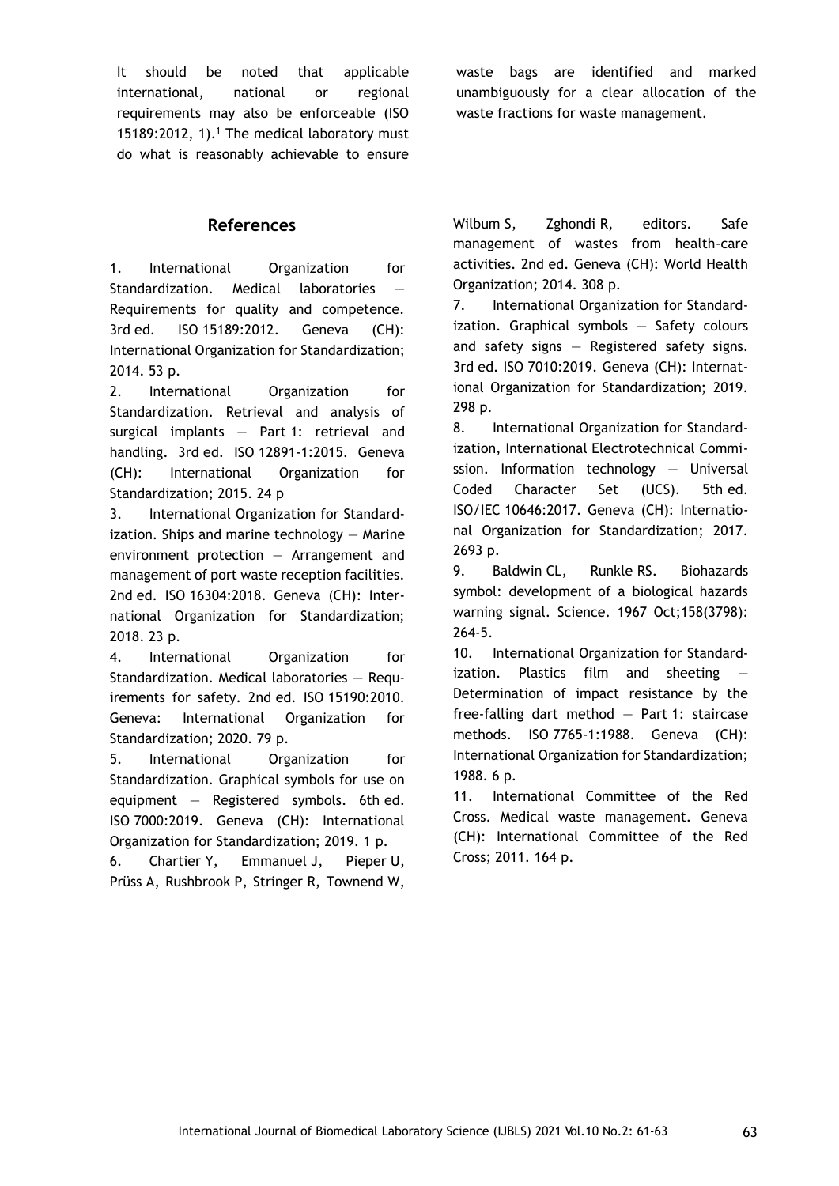It should be noted that applicable international, national or regional requirements may also be enforceable (ISO 15189:2012, 1).[1] The medical laboratory must do what is reasonably achievable to ensure waste bags are identified and marked unambiguously for a clear allocation of the waste fractions for waste management.

## References

1. International Organization for Standardization. Medical laboratories — Requirements for quality and competence. 3rd ed. ISO 15189:2012. Geneva (CH): International Organization for Standardization; 2014. 53 p.
2. International Organization for Standardization. Retrieval and analysis of surgical implants — Part 1: retrieval and handling. 3rd ed. ISO 12891-1:2015. Geneva (CH): International Organization for Standardization; 2015. 24 p
3. International Organization for Standardization. Ships and marine technology — Marine environment protection — Arrangement and management of port waste reception facilities. 2nd ed. ISO 16304:2018. Geneva (CH): International Organization for Standardization; 2018. 23 p.
4. International Organization for Standardization. Medical laboratories — Requirements for safety. 2nd ed. ISO 15190:2010. Geneva: International Organization for Standardization; 2020. 79 p.
5. International Organization for Standardization. Graphical symbols for use on equipment — Registered symbols. 6th ed. ISO 7000:2019. Geneva (CH): International Organization for Standardization; 2019. 1 p.
6. Chartier Y, Emmanuel J, Pieper U, Prüss A, Rushbrook P, Stringer R, Townend W, Wilbum S, Zghondi R, editors. Safe management of wastes from health-care activities. 2nd ed. Geneva (CH): World Health Organization; 2014. 308 p.
7. International Organization for Standardization. Graphical symbols — Safety colours and safety signs — Registered safety signs. 3rd ed. ISO 7010:2019. Geneva (CH): International Organization for Standardization; 2019. 298 p.
8. International Organization for Standardization, International Electrotechnical Commission. Information technology — Universal Coded Character Set (UCS). 5th ed. ISO/IEC 10646:2017. Geneva (CH): International Organization for Standardization; 2017. 2693 p.
9. Baldwin CL, Runkle RS. Biohazards symbol: development of a biological hazards warning signal. Science. 1967 Oct;158(3798): 264-5.
10. International Organization for Standardization. Plastics film and sheeting — Determination of impact resistance by the free-falling dart method — Part 1: staircase methods. ISO 7765-1:1988. Geneva (CH): International Organization for Standardization; 1988. 6 p.
11. International Committee of the Red Cross. Medical waste management. Geneva (CH): International Committee of the Red Cross; 2011. 164 p.